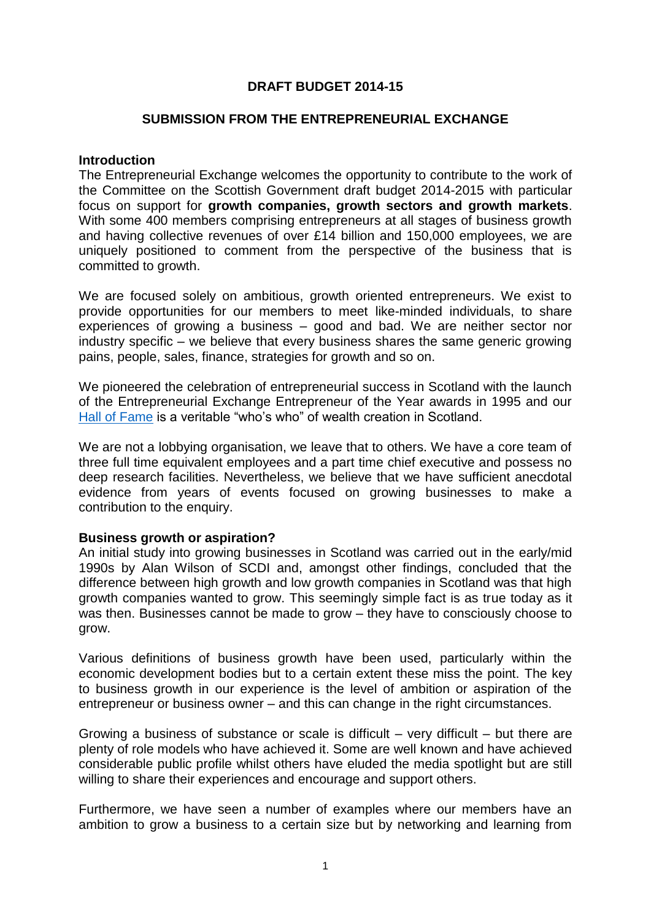# DRAFT BUDGET 2014-15

## SUBMISSION FROM THE ENTREPRENEURIAL EXCHANGE

### Introduction

The Entrepreneurial Exchange welcomes the opportunity to contribute to the work of the Committee on the Scottish Government draft budget 2014-2015 with particular focus on support for **growth companies, growth sectors and growth markets**. With some 400 members comprising entrepreneurs at all stages of business growth and having collective revenues of over £14 billion and 150,000 employees, we are uniquely positioned to comment from the perspective of the business that is committed to growth.

We are focused solely on ambitious, growth oriented entrepreneurs. We exist to provide opportunities for our members to meet like-minded individuals, to share experiences of growing a business – good and bad. We are neither sector nor industry specific – we believe that every business shares the same generic growing pains, people, sales, finance, strategies for growth and so on.

We pioneered the celebration of entrepreneurial success in Scotland with the launch of the Entrepreneurial Exchange Entrepreneur of the Year awards in 1995 and our Hall of Fame is a veritable "who's who" of wealth creation in Scotland.

We are not a lobbying organisation, we leave that to others. We have a core team of three full time equivalent employees and a part time chief executive and possess no deep research facilities. Nevertheless, we believe that we have sufficient anecdotal evidence from years of events focused on growing businesses to make a contribution to the enquiry.

### Business growth or aspiration?

An initial study into growing businesses in Scotland was carried out in the early/mid 1990s by Alan Wilson of SCDI and, amongst other findings, concluded that the difference between high growth and low growth companies in Scotland was that high growth companies wanted to grow. This seemingly simple fact is as true today as it was then. Businesses cannot be made to grow – they have to consciously choose to grow.

Various definitions of business growth have been used, particularly within the economic development bodies but to a certain extent these miss the point. The key to business growth in our experience is the level of ambition or aspiration of the entrepreneur or business owner – and this can change in the right circumstances.

Growing a business of substance or scale is difficult – very difficult – but there are plenty of role models who have achieved it. Some are well known and have achieved considerable public profile whilst others have eluded the media spotlight but are still willing to share their experiences and encourage and support others.

Furthermore, we have seen a number of examples where our members have an ambition to grow a business to a certain size but by networking and learning from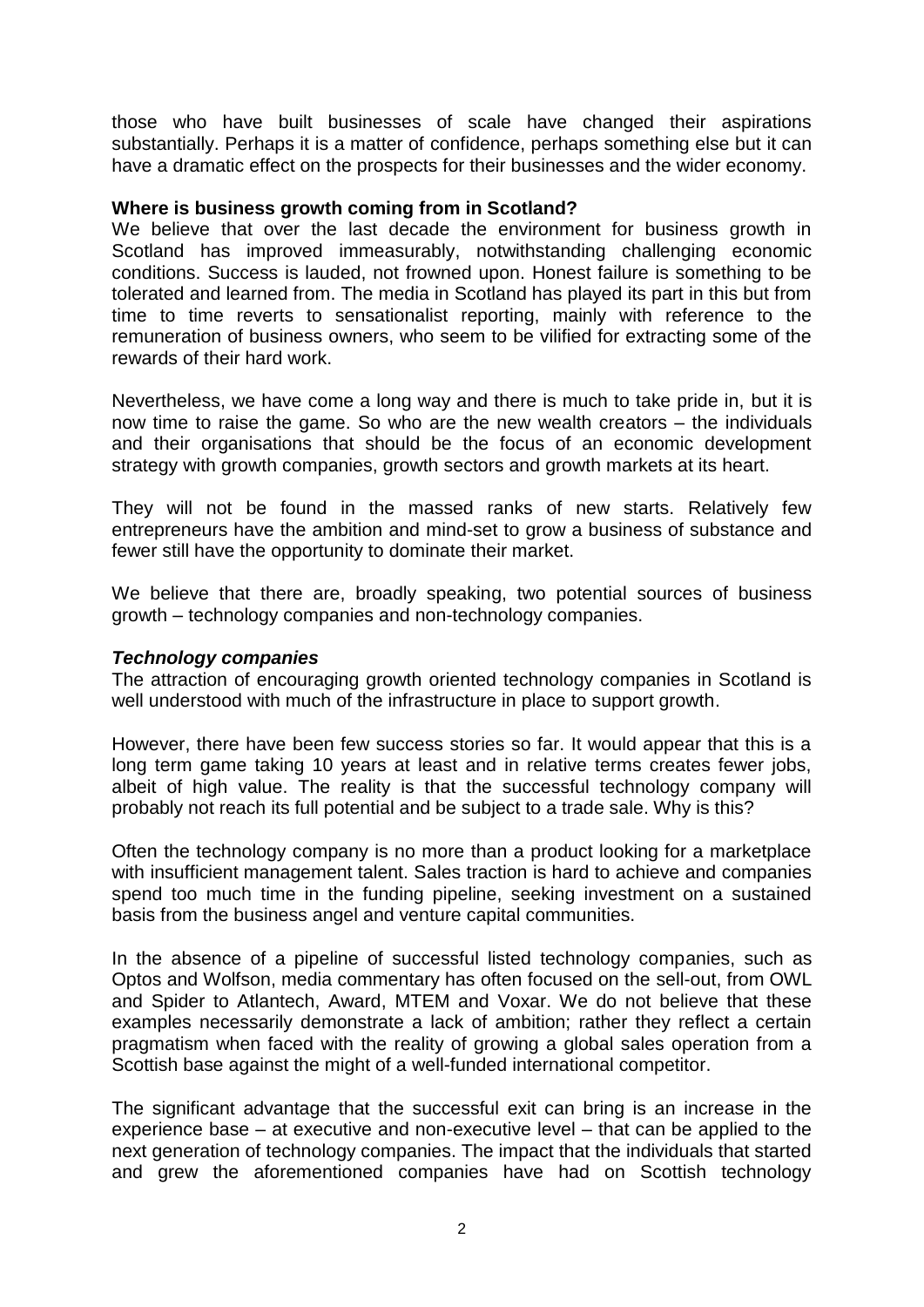those who have built businesses of scale have changed their aspirations substantially. Perhaps it is a matter of confidence, perhaps something else but it can have a dramatic effect on the prospects for their businesses and the wider economy.

**Where is business growth coming from in Scotland?**

We believe that over the last decade the environment for business growth in Scotland has improved immeasurably, notwithstanding challenging economic conditions. Success is lauded, not frowned upon. Honest failure is something to be tolerated and learned from. The media in Scotland has played its part in this but from time to time reverts to sensationalist reporting, mainly with reference to the remuneration of business owners, who seem to be vilified for extracting some of the rewards of their hard work.

Nevertheless, we have come a long way and there is much to take pride in, but it is now time to raise the game. So who are the new wealth creators – the individuals and their organisations that should be the focus of an economic development strategy with growth companies, growth sectors and growth markets at its heart.

They will not be found in the massed ranks of new starts. Relatively few entrepreneurs have the ambition and mind-set to grow a business of substance and fewer still have the opportunity to dominate their market.

We believe that there are, broadly speaking, two potential sources of business growth – technology companies and non-technology companies.

***Technology companies***

The attraction of encouraging growth oriented technology companies in Scotland is well understood with much of the infrastructure in place to support growth.

However, there have been few success stories so far. It would appear that this is a long term game taking 10 years at least and in relative terms creates fewer jobs, albeit of high value. The reality is that the successful technology company will probably not reach its full potential and be subject to a trade sale. Why is this?

Often the technology company is no more than a product looking for a marketplace with insufficient management talent. Sales traction is hard to achieve and companies spend too much time in the funding pipeline, seeking investment on a sustained basis from the business angel and venture capital communities.

In the absence of a pipeline of successful listed technology companies, such as Optos and Wolfson, media commentary has often focused on the sell-out, from OWL and Spider to Atlantech, Award, MTEM and Voxar. We do not believe that these examples necessarily demonstrate a lack of ambition; rather they reflect a certain pragmatism when faced with the reality of growing a global sales operation from a Scottish base against the might of a well-funded international competitor.

The significant advantage that the successful exit can bring is an increase in the experience base – at executive and non-executive level – that can be applied to the next generation of technology companies. The impact that the individuals that started and grew the aforementioned companies have had on Scottish technology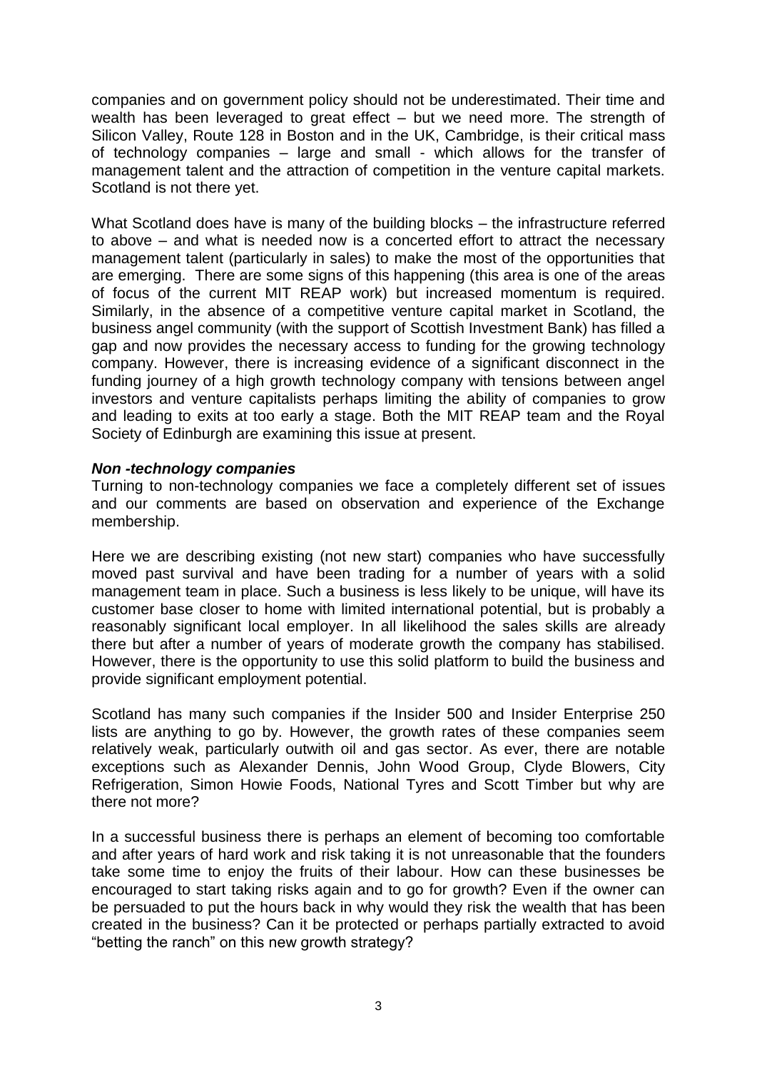companies and on government policy should not be underestimated. Their time and wealth has been leveraged to great effect – but we need more. The strength of Silicon Valley, Route 128 in Boston and in the UK, Cambridge, is their critical mass of technology companies – large and small - which allows for the transfer of management talent and the attraction of competition in the venture capital markets. Scotland is not there yet.

What Scotland does have is many of the building blocks – the infrastructure referred to above – and what is needed now is a concerted effort to attract the necessary management talent (particularly in sales) to make the most of the opportunities that are emerging. There are some signs of this happening (this area is one of the areas of focus of the current MIT REAP work) but increased momentum is required. Similarly, in the absence of a competitive venture capital market in Scotland, the business angel community (with the support of Scottish Investment Bank) has filled a gap and now provides the necessary access to funding for the growing technology company. However, there is increasing evidence of a significant disconnect in the funding journey of a high growth technology company with tensions between angel investors and venture capitalists perhaps limiting the ability of companies to grow and leading to exits at too early a stage. Both the MIT REAP team and the Royal Society of Edinburgh are examining this issue at present.

***Non -technology companies***

Turning to non-technology companies we face a completely different set of issues and our comments are based on observation and experience of the Exchange membership.

Here we are describing existing (not new start) companies who have successfully moved past survival and have been trading for a number of years with a solid management team in place. Such a business is less likely to be unique, will have its customer base closer to home with limited international potential, but is probably a reasonably significant local employer. In all likelihood the sales skills are already there but after a number of years of moderate growth the company has stabilised. However, there is the opportunity to use this solid platform to build the business and provide significant employment potential.

Scotland has many such companies if the Insider 500 and Insider Enterprise 250 lists are anything to go by. However, the growth rates of these companies seem relatively weak, particularly outwith oil and gas sector. As ever, there are notable exceptions such as Alexander Dennis, John Wood Group, Clyde Blowers, City Refrigeration, Simon Howie Foods, National Tyres and Scott Timber but why are there not more?

In a successful business there is perhaps an element of becoming too comfortable and after years of hard work and risk taking it is not unreasonable that the founders take some time to enjoy the fruits of their labour. How can these businesses be encouraged to start taking risks again and to go for growth? Even if the owner can be persuaded to put the hours back in why would they risk the wealth that has been created in the business? Can it be protected or perhaps partially extracted to avoid "betting the ranch" on this new growth strategy?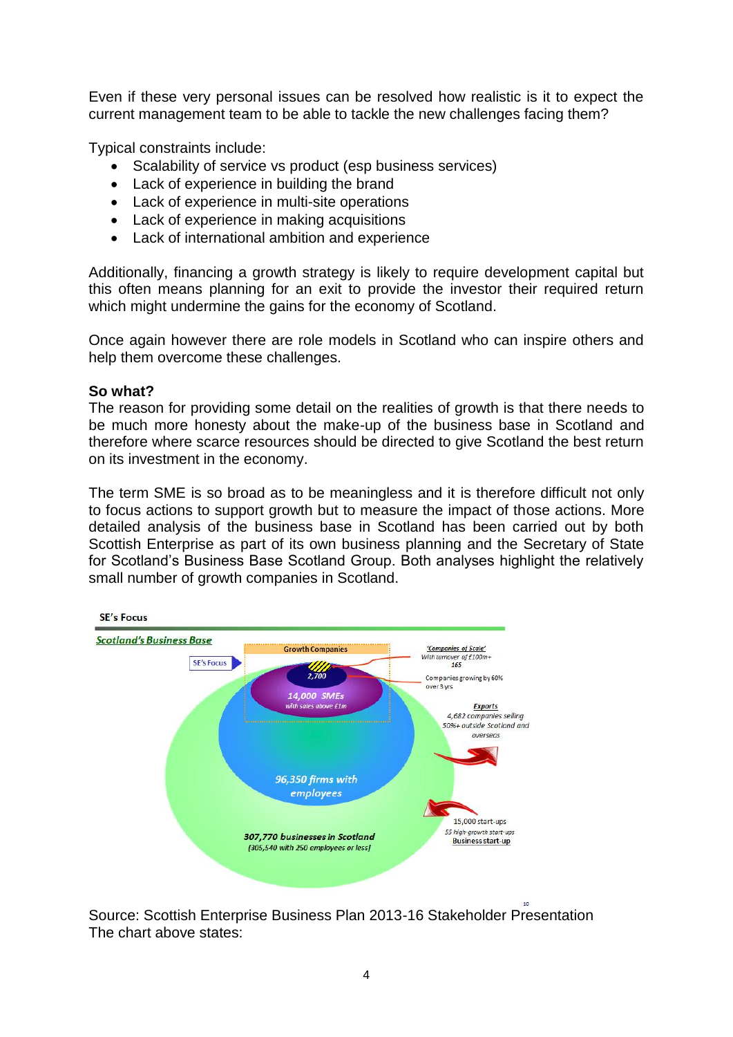Even if these very personal issues can be resolved how realistic is it to expect the current management team to be able to tackle the new challenges facing them?

Typical constraints include:

- Scalability of service vs product (esp business services)
- Lack of experience in building the brand
- Lack of experience in multi-site operations
- Lack of experience in making acquisitions
- Lack of international ambition and experience

Additionally, financing a growth strategy is likely to require development capital but this often means planning for an exit to provide the investor their required return which might undermine the gains for the economy of Scotland.

Once again however there are role models in Scotland who can inspire others and help them overcome these challenges.

**So what?**
The reason for providing some detail on the realities of growth is that there needs to be much more honesty about the make-up of the business base in Scotland and therefore where scarce resources should be directed to give Scotland the best return on its investment in the economy.

The term SME is so broad as to be meaningless and it is therefore difficult not only to focus actions to support growth but to measure the impact of those actions. More detailed analysis of the business base in Scotland has been carried out by both Scottish Enterprise as part of its own business planning and the Secretary of State for Scotland's Business Base Scotland Group. Both analyses highlight the relatively small number of growth companies in Scotland.

SE's Focus

*Scotland's Business Base*

SE's Focus

Growth Companies

2,700

*14,000 SMEs with sales above £1m*

*96,350 firms with employees*

*307,770 businesses in Scotland (305,540 with 250 employees or less)*

*'Companies of Scale'* With turnover of £100m+ 165

Companies growing by 60% over 3 yrs

*Exports* 4,682 companies selling 50%+ outside Scotland and overseas

15,000 start-ups
*55 high-growth start-ups*
Business start-up

Source: Scottish Enterprise Business Plan 2013-16 Stakeholder Presentation
The chart above states: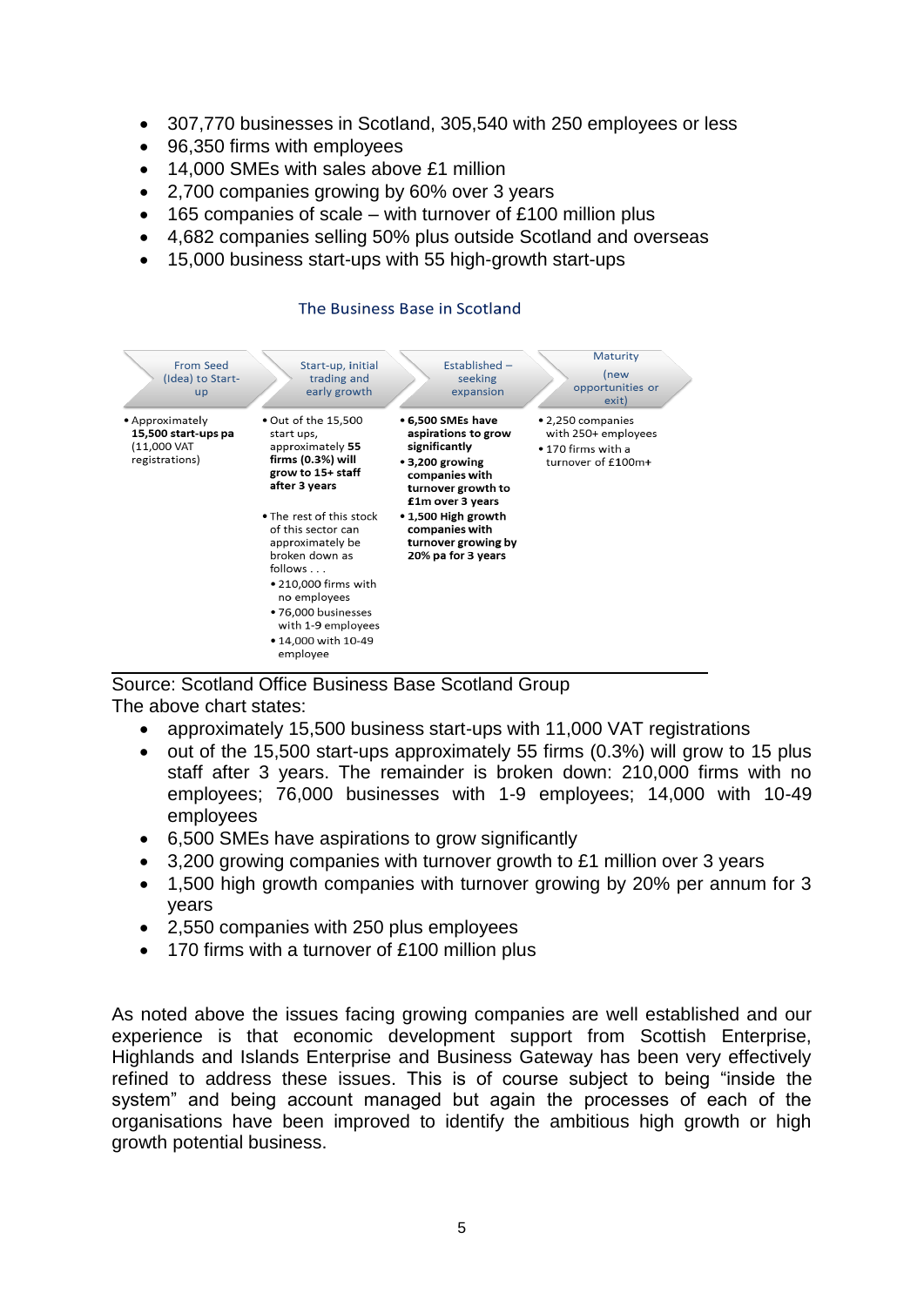- 307,770 businesses in Scotland, 305,540 with 250 employees or less
- 96,350 firms with employees
- 14,000 SMEs with sales above £1 million
- 2,700 companies growing by 60% over 3 years
- 165 companies of scale – with turnover of £100 million plus
- 4,682 companies selling 50% plus outside Scotland and overseas
- 15,000 business start-ups with 55 high-growth start-ups

The Business Base in Scotland

| From Seed (Idea) to Start-up | Start-up, initial trading and early growth | Established – seeking expansion | Maturity (new opportunities or exit) |
|---|---|---|---|
| • Approximately **15,500 start-ups pa** (11,000 VAT registrations) | • Out of the 15,500 start ups, approximately **55 firms (0.3%) will grow to 15+ staff after 3 years**<br>• The rest of this stock of this sector can approximately be broken down as follows . . .<br>• 210,000 firms with no employees<br>• 76,000 businesses with 1-9 employees<br>• 14,000 with 10-49 employee | • **6,500 SMEs have aspirations to grow significantly**<br>• **3,200 growing companies with turnover growth to £1m over 3 years**<br>• **1,500 High growth companies with turnover growing by 20% pa for 3 years** | • 2,250 companies with 250+ employees<br>• 170 firms with a turnover of £100m+ |

Source: Scotland Office Business Base Scotland Group

The above chart states:

- approximately 15,500 business start-ups with 11,000 VAT registrations
- out of the 15,500 start-ups approximately 55 firms (0.3%) will grow to 15 plus staff after 3 years. The remainder is broken down: 210,000 firms with no employees; 76,000 businesses with 1-9 employees; 14,000 with 10-49 employees
- 6,500 SMEs have aspirations to grow significantly
- 3,200 growing companies with turnover growth to £1 million over 3 years
- 1,500 high growth companies with turnover growing by 20% per annum for 3 years
- 2,550 companies with 250 plus employees
- 170 firms with a turnover of £100 million plus

As noted above the issues facing growing companies are well established and our experience is that economic development support from Scottish Enterprise, Highlands and Islands Enterprise and Business Gateway has been very effectively refined to address these issues. This is of course subject to being "inside the system" and being account managed but again the processes of each of the organisations have been improved to identify the ambitious high growth or high growth potential business.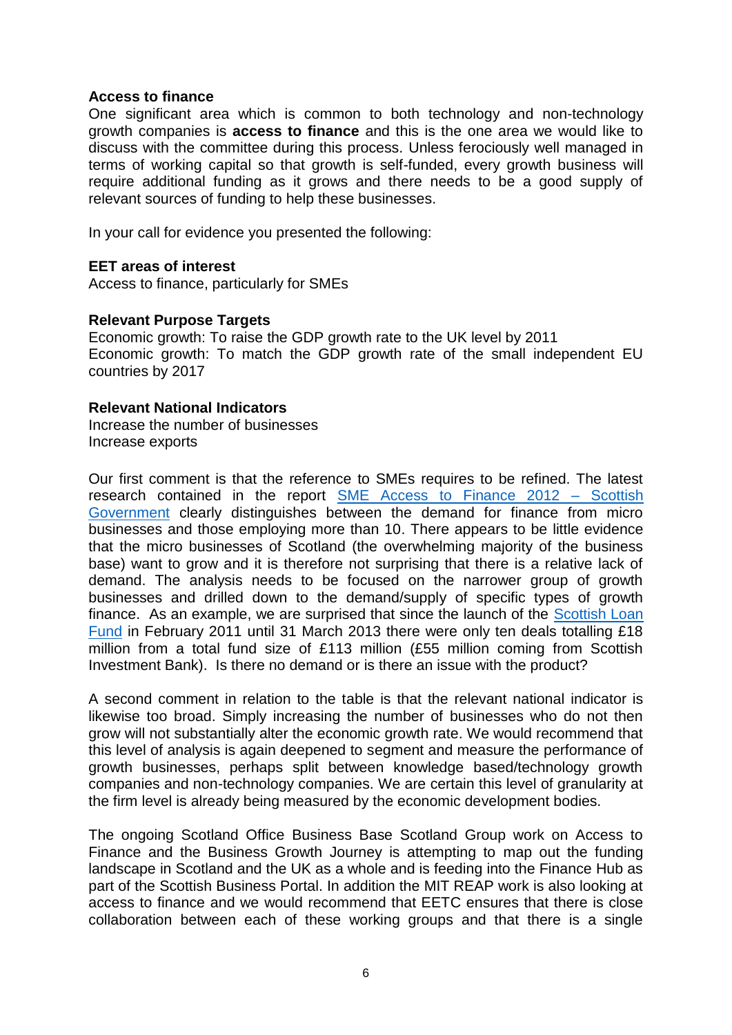**Access to finance**

One significant area which is common to both technology and non-technology growth companies is **access to finance** and this is the one area we would like to discuss with the committee during this process. Unless ferociously well managed in terms of working capital so that growth is self-funded, every growth business will require additional funding as it grows and there needs to be a good supply of relevant sources of funding to help these businesses.

In your call for evidence you presented the following:

**EET areas of interest**

Access to finance, particularly for SMEs

**Relevant Purpose Targets**

Economic growth: To raise the GDP growth rate to the UK level by 2011

Economic growth: To match the GDP growth rate of the small independent EU countries by 2017

**Relevant National Indicators**

Increase the number of businesses

Increase exports

Our first comment is that the reference to SMEs requires to be refined. The latest research contained in the report SME Access to Finance 2012 – Scottish Government clearly distinguishes between the demand for finance from micro businesses and those employing more than 10. There appears to be little evidence that the micro businesses of Scotland (the overwhelming majority of the business base) want to grow and it is therefore not surprising that there is a relative lack of demand. The analysis needs to be focused on the narrower group of growth businesses and drilled down to the demand/supply of specific types of growth finance. As an example, we are surprised that since the launch of the Scottish Loan Fund in February 2011 until 31 March 2013 there were only ten deals totalling £18 million from a total fund size of £113 million (£55 million coming from Scottish Investment Bank). Is there no demand or is there an issue with the product?

A second comment in relation to the table is that the relevant national indicator is likewise too broad. Simply increasing the number of businesses who do not then grow will not substantially alter the economic growth rate. We would recommend that this level of analysis is again deepened to segment and measure the performance of growth businesses, perhaps split between knowledge based/technology growth companies and non-technology companies. We are certain this level of granularity at the firm level is already being measured by the economic development bodies.

The ongoing Scotland Office Business Base Scotland Group work on Access to Finance and the Business Growth Journey is attempting to map out the funding landscape in Scotland and the UK as a whole and is feeding into the Finance Hub as part of the Scottish Business Portal. In addition the MIT REAP work is also looking at access to finance and we would recommend that EETC ensures that there is close collaboration between each of these working groups and that there is a single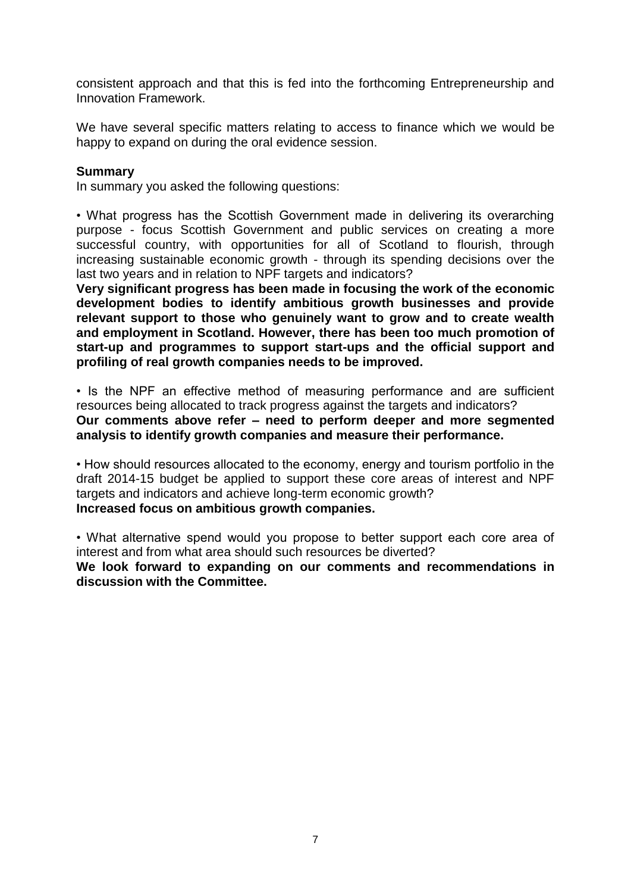consistent approach and that this is fed into the forthcoming Entrepreneurship and Innovation Framework.

We have several specific matters relating to access to finance which we would be happy to expand on during the oral evidence session.

**Summary**

In summary you asked the following questions:

• What progress has the Scottish Government made in delivering its overarching purpose - focus Scottish Government and public services on creating a more successful country, with opportunities for all of Scotland to flourish, through increasing sustainable economic growth - through its spending decisions over the last two years and in relation to NPF targets and indicators?

**Very significant progress has been made in focusing the work of the economic development bodies to identify ambitious growth businesses and provide relevant support to those who genuinely want to grow and to create wealth and employment in Scotland. However, there has been too much promotion of start-up and programmes to support start-ups and the official support and profiling of real growth companies needs to be improved.**

• Is the NPF an effective method of measuring performance and are sufficient resources being allocated to track progress against the targets and indicators?

**Our comments above refer – need to perform deeper and more segmented analysis to identify growth companies and measure their performance.**

• How should resources allocated to the economy, energy and tourism portfolio in the draft 2014-15 budget be applied to support these core areas of interest and NPF targets and indicators and achieve long-term economic growth?

**Increased focus on ambitious growth companies.**

• What alternative spend would you propose to better support each core area of interest and from what area should such resources be diverted?

**We look forward to expanding on our comments and recommendations in discussion with the Committee.**